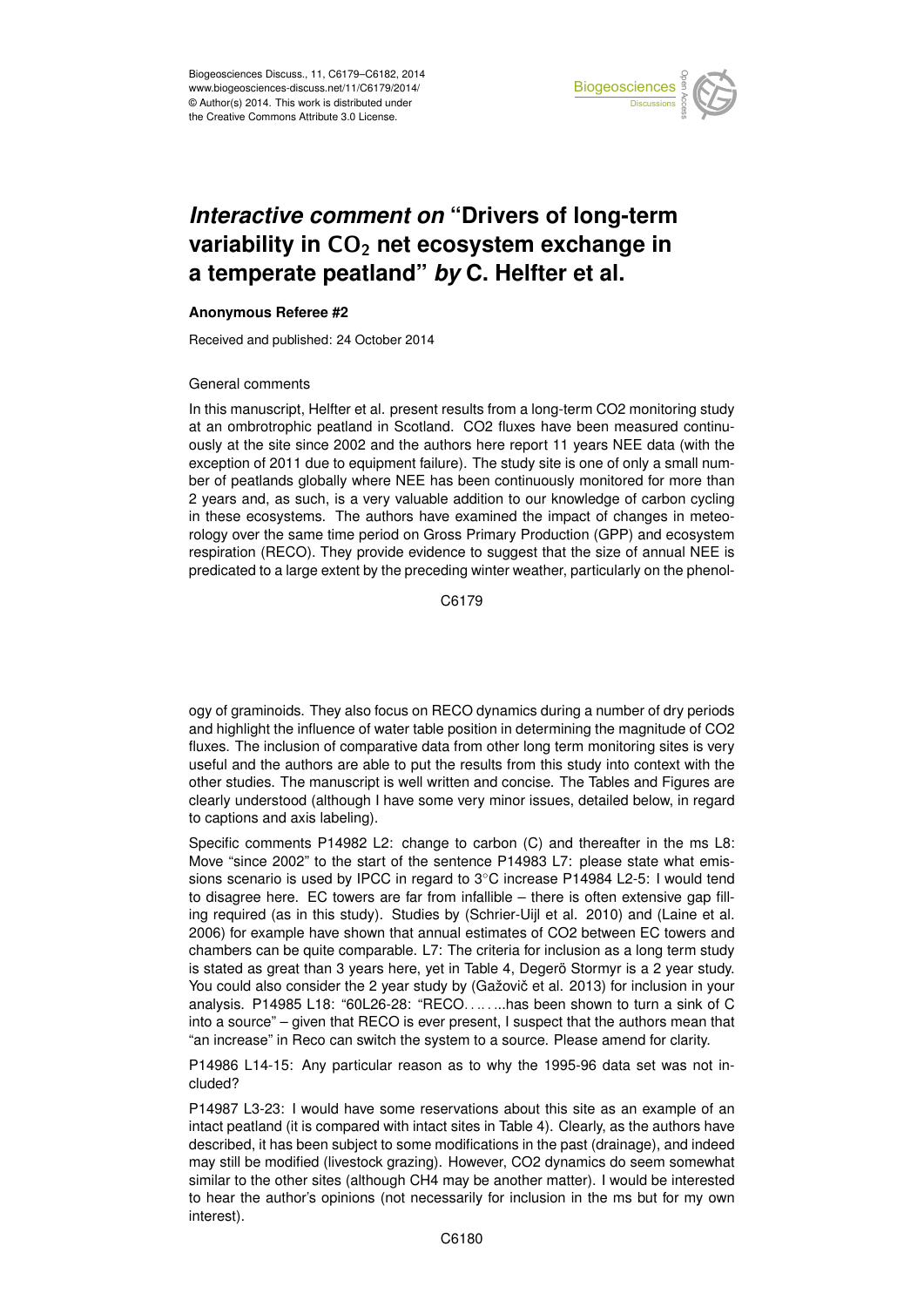# *Interactive comment on* "Drivers of long-term variability in $CO_2$ net ecosystem exchange in a temperate peatland" *by* C. Helfter et al.

**Anonymous Referee #2**

Received and published: 24 October 2014

General comments

In this manuscript, Helfter et al. present results from a long-term CO2 monitoring study at an ombrotrophic peatland in Scotland. CO2 fluxes have been measured continuously at the site since 2002 and the authors here report 11 years NEE data (with the exception of 2011 due to equipment failure). The study site is one of only a small number of peatlands globally where NEE has been continuously monitored for more than 2 years and, as such, is a very valuable addition to our knowledge of carbon cycling in these ecosystems. The authors have examined the impact of changes in meteorology over the same time period on Gross Primary Production (GPP) and ecosystem respiration (RECO). They provide evidence to suggest that the size of annual NEE is predicated to a large extent by the preceding winter weather, particularly on the phenology of graminoids. They also focus on RECO dynamics during a number of dry periods and highlight the influence of water table position in determining the magnitude of CO2 fluxes. The inclusion of comparative data from other long term monitoring sites is very useful and the authors are able to put the results from this study into context with the other studies. The manuscript is well written and concise. The Tables and Figures are clearly understood (although I have some very minor issues, detailed below, in regard to captions and axis labeling).

Specific comments P14982 L2: change to carbon (C) and thereafter in the ms L8: Move "since 2002" to the start of the sentence P14983 L7: please state what emissions scenario is used by IPCC in regard to 3°C increase P14984 L2-5: I would tend to disagree here. EC towers are far from infallible – there is often extensive gap filling required (as in this study). Studies by (Schrier-Uijl et al. 2010) and (Laine et al. 2006) for example have shown that annual estimates of CO2 between EC towers and chambers can be quite comparable. L7: The criteria for inclusion as a long term study is stated as great than 3 years here, yet in Table 4, Degerö Stormyr is a 2 year study. You could also consider the 2 year study by (Gažovič et al. 2013) for inclusion in your analysis. P14985 L18: "60L26-28: "RECO.........has been shown to turn a sink of C into a source" – given that RECO is ever present, I suspect that the authors mean that "an increase" in Reco can switch the system to a source. Please amend for clarity.

P14986 L14-15: Any particular reason as to why the 1995-96 data set was not included?

P14987 L3-23: I would have some reservations about this site as an example of an intact peatland (it is compared with intact sites in Table 4). Clearly, as the authors have described, it has been subject to some modifications in the past (drainage), and indeed may still be modified (livestock grazing). However, CO2 dynamics do seem somewhat similar to the other sites (although CH4 may be another matter). I would be interested to hear the author's opinions (not necessarily for inclusion in the ms but for my own interest).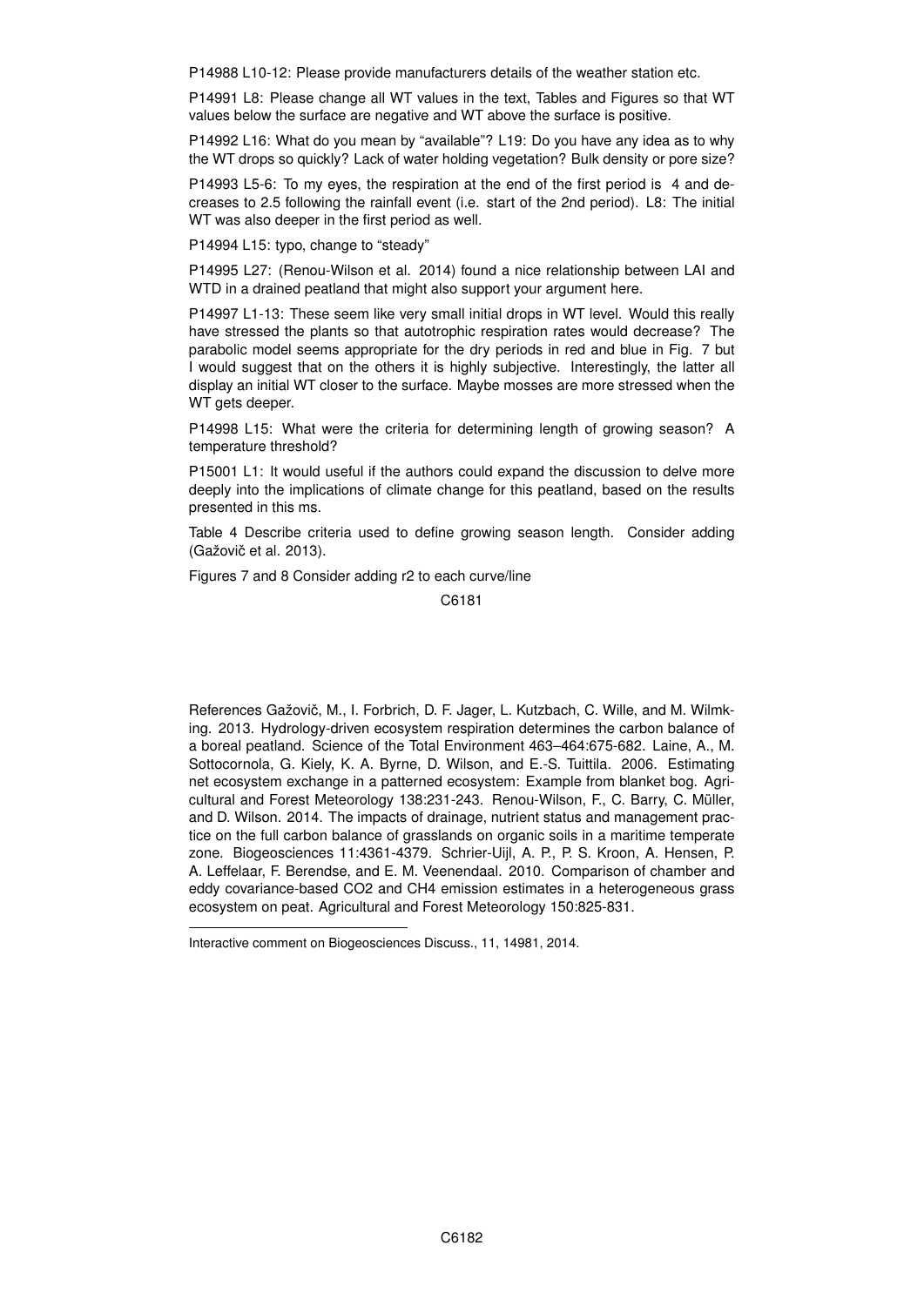P14988 L10-12: Please provide manufacturers details of the weather station etc.

P14991 L8: Please change all WT values in the text, Tables and Figures so that WT values below the surface are negative and WT above the surface is positive.

P14992 L16: What do you mean by "available"? L19: Do you have any idea as to why the WT drops so quickly? Lack of water holding vegetation? Bulk density or pore size?

P14993 L5-6: To my eyes, the respiration at the end of the first period is 4 and decreases to 2.5 following the rainfall event (i.e. start of the 2nd period). L8: The initial WT was also deeper in the first period as well.

P14994 L15: typo, change to "steady"

P14995 L27: (Renou-Wilson et al. 2014) found a nice relationship between LAI and WTD in a drained peatland that might also support your argument here.

P14997 L1-13: These seem like very small initial drops in WT level. Would this really have stressed the plants so that autotrophic respiration rates would decrease? The parabolic model seems appropriate for the dry periods in red and blue in Fig. 7 but I would suggest that on the others it is highly subjective. Interestingly, the latter all display an initial WT closer to the surface. Maybe mosses are more stressed when the WT gets deeper.

P14998 L15: What were the criteria for determining length of growing season? A temperature threshold?

P15001 L1: It would useful if the authors could expand the discussion to delve more deeply into the implications of climate change for this peatland, based on the results presented in this ms.

Table 4 Describe criteria used to define growing season length. Consider adding (Gažovič et al. 2013).

Figures 7 and 8 Consider adding r2 to each curve/line

References Gažovič, M., I. Forbrich, D. F. Jager, L. Kutzbach, C. Wille, and M. Wilmking. 2013. Hydrology-driven ecosystem respiration determines the carbon balance of a boreal peatland. Science of the Total Environment 463–464:675-682. Laine, A., M. Sottocornola, G. Kiely, K. A. Byrne, D. Wilson, and E.-S. Tuittila. 2006. Estimating net ecosystem exchange in a patterned ecosystem: Example from blanket bog. Agricultural and Forest Meteorology 138:231-243. Renou-Wilson, F., C. Barry, C. Müller, and D. Wilson. 2014. The impacts of drainage, nutrient status and management practice on the full carbon balance of grasslands on organic soils in a maritime temperate zone. Biogeosciences 11:4361-4379. Schrier-Uijl, A. P., P. S. Kroon, A. Hensen, P. A. Leffelaar, F. Berendse, and E. M. Veenendaal. 2010. Comparison of chamber and eddy covariance-based $CO_2$ and $CH_4$ emission estimates in a heterogeneous grass ecosystem on peat. Agricultural and Forest Meteorology 150:825-831.

---

Interactive comment on Biogeosciences Discuss., 11, 14981, 2014.